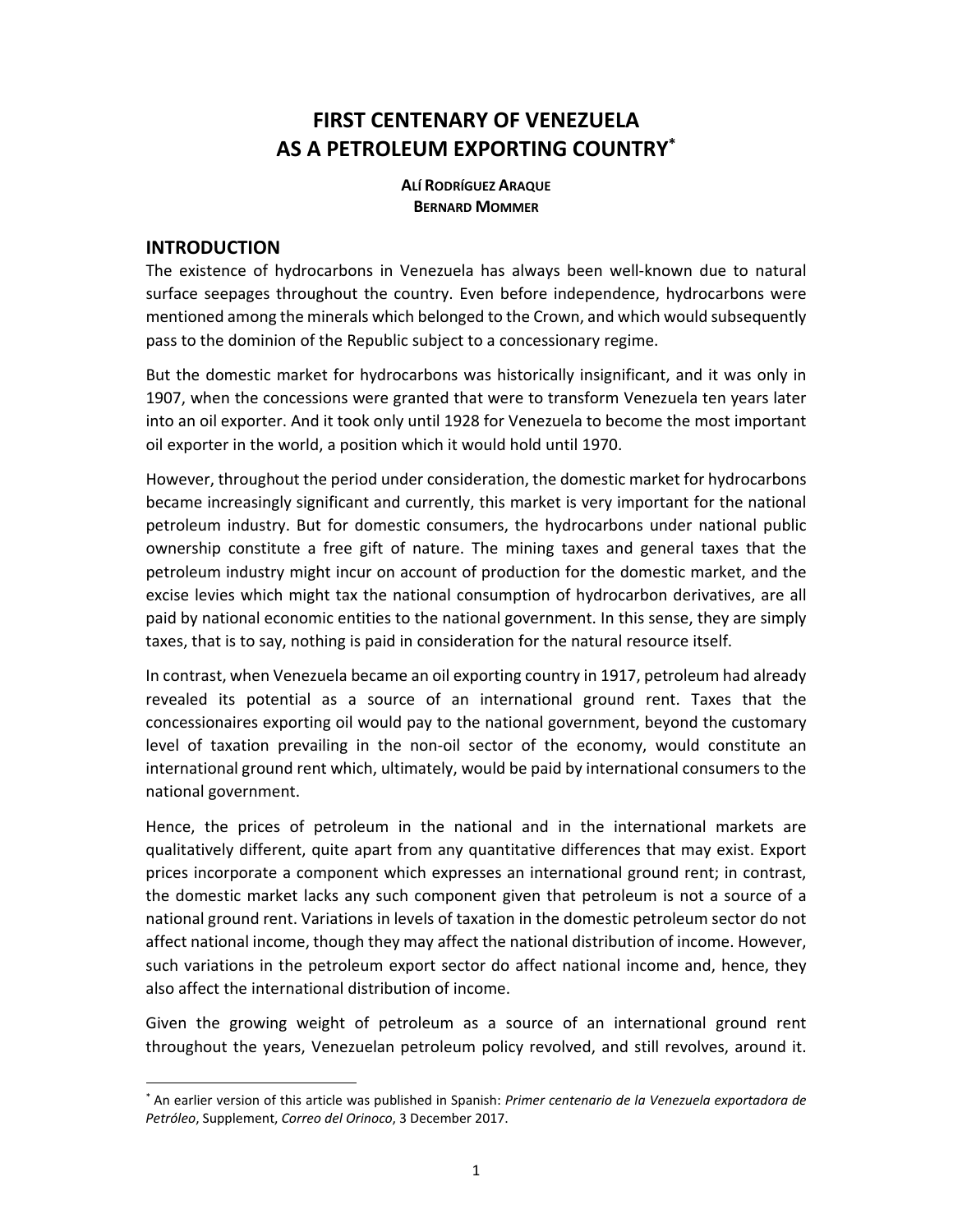# FIRST CENTENARY OF VENEZUELA AS A PETROLEUM EXPORTING COUNTRY[*]

**ALÍ RODRÍGUEZ ARAQUE**
**BERNARD MOMMER**

## INTRODUCTION

The existence of hydrocarbons in Venezuela has always been well-known due to natural surface seepages throughout the country. Even before independence, hydrocarbons were mentioned among the minerals which belonged to the Crown, and which would subsequently pass to the dominion of the Republic subject to a concessionary regime.

But the domestic market for hydrocarbons was historically insignificant, and it was only in 1907, when the concessions were granted that were to transform Venezuela ten years later into an oil exporter. And it took only until 1928 for Venezuela to become the most important oil exporter in the world, a position which it would hold until 1970.

However, throughout the period under consideration, the domestic market for hydrocarbons became increasingly significant and currently, this market is very important for the national petroleum industry. But for domestic consumers, the hydrocarbons under national public ownership constitute a free gift of nature. The mining taxes and general taxes that the petroleum industry might incur on account of production for the domestic market, and the excise levies which might tax the national consumption of hydrocarbon derivatives, are all paid by national economic entities to the national government. In this sense, they are simply taxes, that is to say, nothing is paid in consideration for the natural resource itself.

In contrast, when Venezuela became an oil exporting country in 1917, petroleum had already revealed its potential as a source of an international ground rent. Taxes that the concessionaires exporting oil would pay to the national government, beyond the customary level of taxation prevailing in the non-oil sector of the economy, would constitute an international ground rent which, ultimately, would be paid by international consumers to the national government.

Hence, the prices of petroleum in the national and in the international markets are qualitatively different, quite apart from any quantitative differences that may exist. Export prices incorporate a component which expresses an international ground rent; in contrast, the domestic market lacks any such component given that petroleum is not a source of a national ground rent. Variations in levels of taxation in the domestic petroleum sector do not affect national income, though they may affect the national distribution of income. However, such variations in the petroleum export sector do affect national income and, hence, they also affect the international distribution of income.

Given the growing weight of petroleum as a source of an international ground rent throughout the years, Venezuelan petroleum policy revolved, and still revolves, around it.

[*] An earlier version of this article was published in Spanish: *Primer centenario de la Venezuela exportadora de Petróleo*, Supplement, *Correo del Orinoco*, 3 December 2017.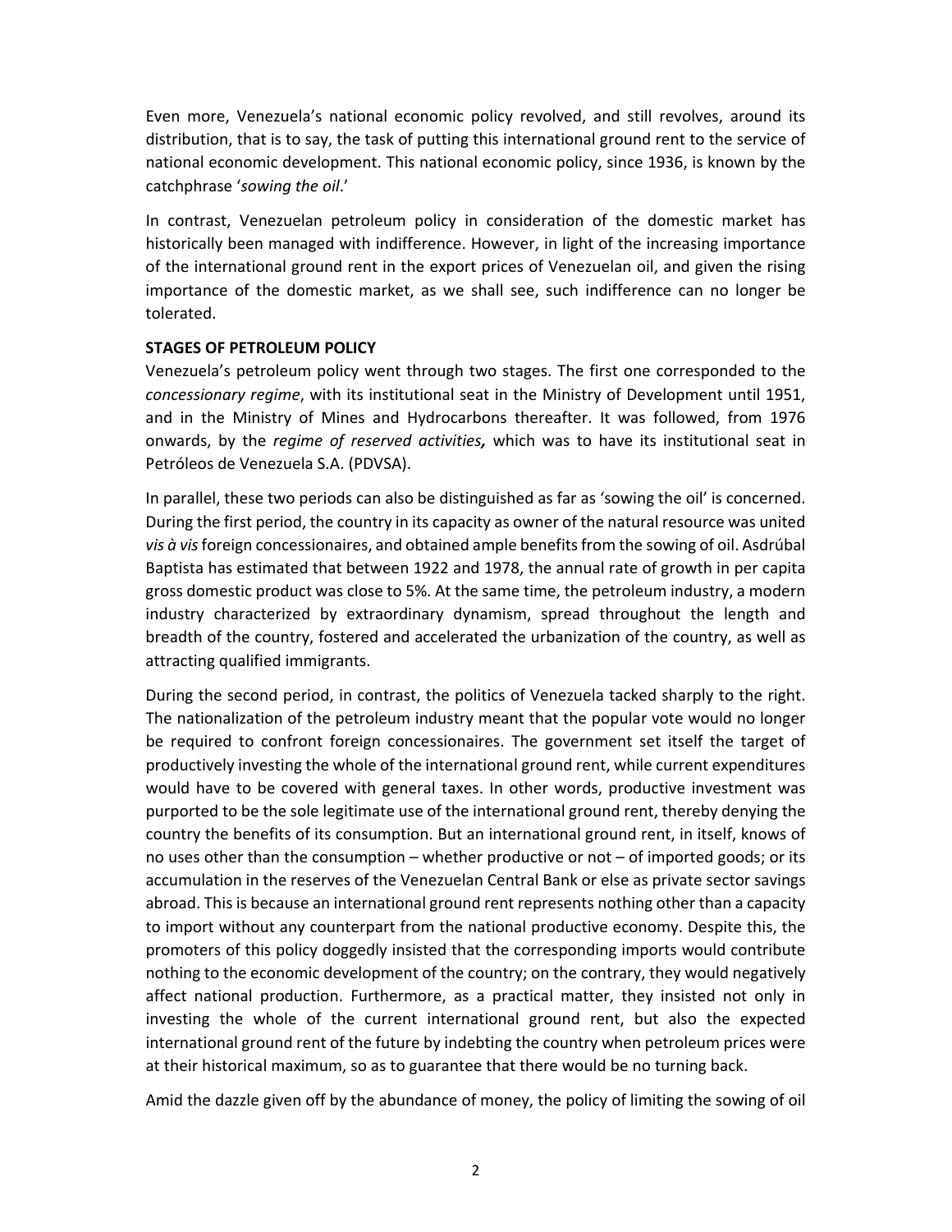Even more, Venezuela's national economic policy revolved, and still revolves, around its distribution, that is to say, the task of putting this international ground rent to the service of national economic development. This national economic policy, since 1936, is known by the catchphrase '*sowing the oil*.'

In contrast, Venezuelan petroleum policy in consideration of the domestic market has historically been managed with indifference. However, in light of the increasing importance of the international ground rent in the export prices of Venezuelan oil, and given the rising importance of the domestic market, as we shall see, such indifference can no longer be tolerated.

## STAGES OF PETROLEUM POLICY

Venezuela's petroleum policy went through two stages. The first one corresponded to the *concessionary regime*, with its institutional seat in the Ministry of Development until 1951, and in the Ministry of Mines and Hydrocarbons thereafter. It was followed, from 1976 onwards, by the *regime of reserved activities*, which was to have its institutional seat in Petróleos de Venezuela S.A. (PDVSA).

In parallel, these two periods can also be distinguished as far as 'sowing the oil' is concerned. During the first period, the country in its capacity as owner of the natural resource was united *vis à vis* foreign concessionaires, and obtained ample benefits from the sowing of oil. Asdrúbal Baptista has estimated that between 1922 and 1978, the annual rate of growth in per capita gross domestic product was close to 5%. At the same time, the petroleum industry, a modern industry characterized by extraordinary dynamism, spread throughout the length and breadth of the country, fostered and accelerated the urbanization of the country, as well as attracting qualified immigrants.

During the second period, in contrast, the politics of Venezuela tacked sharply to the right. The nationalization of the petroleum industry meant that the popular vote would no longer be required to confront foreign concessionaires. The government set itself the target of productively investing the whole of the international ground rent, while current expenditures would have to be covered with general taxes. In other words, productive investment was purported to be the sole legitimate use of the international ground rent, thereby denying the country the benefits of its consumption. But an international ground rent, in itself, knows of no uses other than the consumption – whether productive or not – of imported goods; or its accumulation in the reserves of the Venezuelan Central Bank or else as private sector savings abroad. This is because an international ground rent represents nothing other than a capacity to import without any counterpart from the national productive economy. Despite this, the promoters of this policy doggedly insisted that the corresponding imports would contribute nothing to the economic development of the country; on the contrary, they would negatively affect national production. Furthermore, as a practical matter, they insisted not only in investing the whole of the current international ground rent, but also the expected international ground rent of the future by indebting the country when petroleum prices were at their historical maximum, so as to guarantee that there would be no turning back.

Amid the dazzle given off by the abundance of money, the policy of limiting the sowing of oil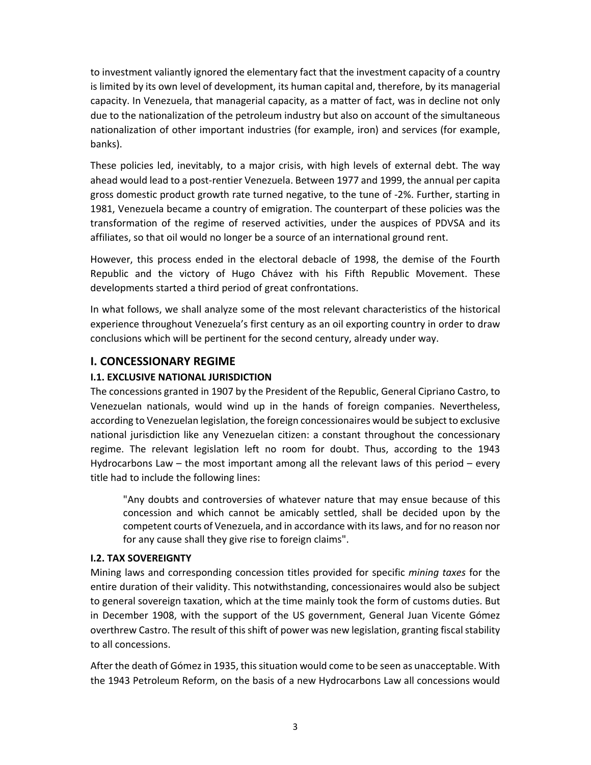to investment valiantly ignored the elementary fact that the investment capacity of a country is limited by its own level of development, its human capital and, therefore, by its managerial capacity. In Venezuela, that managerial capacity, as a matter of fact, was in decline not only due to the nationalization of the petroleum industry but also on account of the simultaneous nationalization of other important industries (for example, iron) and services (for example, banks).

These policies led, inevitably, to a major crisis, with high levels of external debt. The way ahead would lead to a post-rentier Venezuela. Between 1977 and 1999, the annual per capita gross domestic product growth rate turned negative, to the tune of -2%. Further, starting in 1981, Venezuela became a country of emigration. The counterpart of these policies was the transformation of the regime of reserved activities, under the auspices of PDVSA and its affiliates, so that oil would no longer be a source of an international ground rent.

However, this process ended in the electoral debacle of 1998, the demise of the Fourth Republic and the victory of Hugo Chávez with his Fifth Republic Movement. These developments started a third period of great confrontations.

In what follows, we shall analyze some of the most relevant characteristics of the historical experience throughout Venezuela's first century as an oil exporting country in order to draw conclusions which will be pertinent for the second century, already under way.

## I. CONCESSIONARY REGIME

### I.1. EXCLUSIVE NATIONAL JURISDICTION

The concessions granted in 1907 by the President of the Republic, General Cipriano Castro, to Venezuelan nationals, would wind up in the hands of foreign companies. Nevertheless, according to Venezuelan legislation, the foreign concessionaires would be subject to exclusive national jurisdiction like any Venezuelan citizen: a constant throughout the concessionary regime. The relevant legislation left no room for doubt. Thus, according to the 1943 Hydrocarbons Law – the most important among all the relevant laws of this period – every title had to include the following lines:

> "Any doubts and controversies of whatever nature that may ensue because of this concession and which cannot be amicably settled, shall be decided upon by the competent courts of Venezuela, and in accordance with its laws, and for no reason nor for any cause shall they give rise to foreign claims".

### I.2. TAX SOVEREIGNTY

Mining laws and corresponding concession titles provided for specific *mining taxes* for the entire duration of their validity. This notwithstanding, concessionaires would also be subject to general sovereign taxation, which at the time mainly took the form of customs duties. But in December 1908, with the support of the US government, General Juan Vicente Gómez overthrew Castro. The result of this shift of power was new legislation, granting fiscal stability to all concessions.

After the death of Gómez in 1935, this situation would come to be seen as unacceptable. With the 1943 Petroleum Reform, on the basis of a new Hydrocarbons Law all concessions would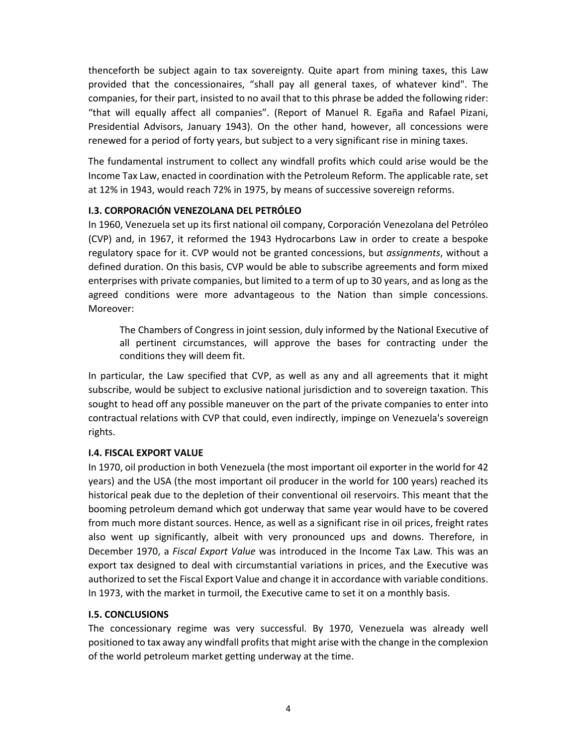thenceforth be subject again to tax sovereignty. Quite apart from mining taxes, this Law provided that the concessionaires, "shall pay all general taxes, of whatever kind". The companies, for their part, insisted to no avail that to this phrase be added the following rider: "that will equally affect all companies". (Report of Manuel R. Egaña and Rafael Pizani, Presidential Advisors, January 1943). On the other hand, however, all concessions were renewed for a period of forty years, but subject to a very significant rise in mining taxes.

The fundamental instrument to collect any windfall profits which could arise would be the Income Tax Law, enacted in coordination with the Petroleum Reform. The applicable rate, set at 12% in 1943, would reach 72% in 1975, by means of successive sovereign reforms.

### I.3. CORPORACIÓN VENEZOLANA DEL PETRÓLEO

In 1960, Venezuela set up its first national oil company, Corporación Venezolana del Petróleo (CVP) and, in 1967, it reformed the 1943 Hydrocarbons Law in order to create a bespoke regulatory space for it. CVP would not be granted concessions, but *assignments*, without a defined duration. On this basis, CVP would be able to subscribe agreements and form mixed enterprises with private companies, but limited to a term of up to 30 years, and as long as the agreed conditions were more advantageous to the Nation than simple concessions. Moreover:

> The Chambers of Congress in joint session, duly informed by the National Executive of all pertinent circumstances, will approve the bases for contracting under the conditions they will deem fit.

In particular, the Law specified that CVP, as well as any and all agreements that it might subscribe, would be subject to exclusive national jurisdiction and to sovereign taxation. This sought to head off any possible maneuver on the part of the private companies to enter into contractual relations with CVP that could, even indirectly, impinge on Venezuela's sovereign rights.

### I.4. FISCAL EXPORT VALUE

In 1970, oil production in both Venezuela (the most important oil exporter in the world for 42 years) and the USA (the most important oil producer in the world for 100 years) reached its historical peak due to the depletion of their conventional oil reservoirs. This meant that the booming petroleum demand which got underway that same year would have to be covered from much more distant sources. Hence, as well as a significant rise in oil prices, freight rates also went up significantly, albeit with very pronounced ups and downs. Therefore, in December 1970, a *Fiscal Export Value* was introduced in the Income Tax Law. This was an export tax designed to deal with circumstantial variations in prices, and the Executive was authorized to set the Fiscal Export Value and change it in accordance with variable conditions. In 1973, with the market in turmoil, the Executive came to set it on a monthly basis.

### I.5. CONCLUSIONS

The concessionary regime was very successful. By 1970, Venezuela was already well positioned to tax away any windfall profits that might arise with the change in the complexion of the world petroleum market getting underway at the time.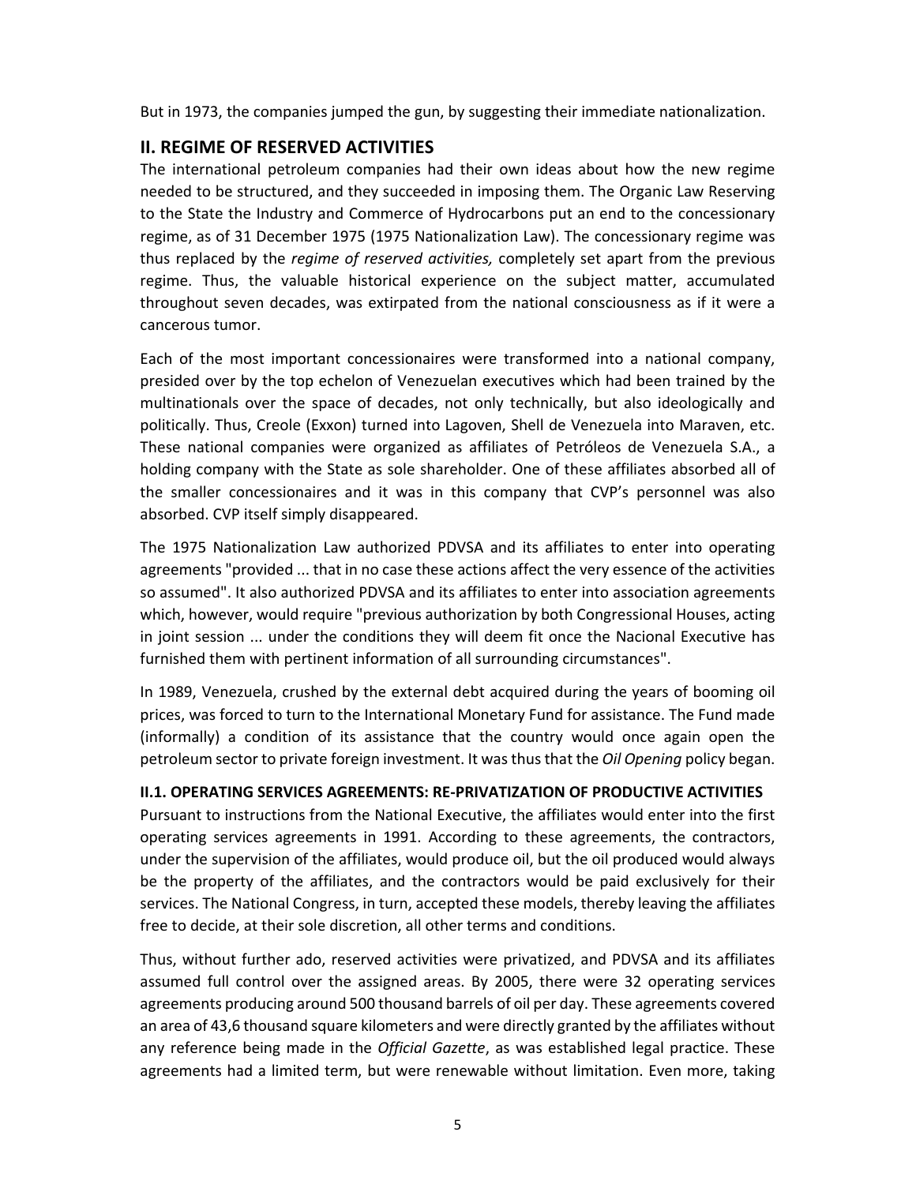But in 1973, the companies jumped the gun, by suggesting their immediate nationalization.

## II. REGIME OF RESERVED ACTIVITIES

The international petroleum companies had their own ideas about how the new regime needed to be structured, and they succeeded in imposing them. The Organic Law Reserving to the State the Industry and Commerce of Hydrocarbons put an end to the concessionary regime, as of 31 December 1975 (1975 Nationalization Law). The concessionary regime was thus replaced by the *regime of reserved activities,* completely set apart from the previous regime. Thus, the valuable historical experience on the subject matter, accumulated throughout seven decades, was extirpated from the national consciousness as if it were a cancerous tumor.

Each of the most important concessionaires were transformed into a national company, presided over by the top echelon of Venezuelan executives which had been trained by the multinationals over the space of decades, not only technically, but also ideologically and politically. Thus, Creole (Exxon) turned into Lagoven, Shell de Venezuela into Maraven, etc. These national companies were organized as affiliates of Petróleos de Venezuela S.A., a holding company with the State as sole shareholder. One of these affiliates absorbed all of the smaller concessionaires and it was in this company that CVP's personnel was also absorbed. CVP itself simply disappeared.

The 1975 Nationalization Law authorized PDVSA and its affiliates to enter into operating agreements "provided ... that in no case these actions affect the very essence of the activities so assumed". It also authorized PDVSA and its affiliates to enter into association agreements which, however, would require "previous authorization by both Congressional Houses, acting in joint session ... under the conditions they will deem fit once the Nacional Executive has furnished them with pertinent information of all surrounding circumstances".

In 1989, Venezuela, crushed by the external debt acquired during the years of booming oil prices, was forced to turn to the International Monetary Fund for assistance. The Fund made (informally) a condition of its assistance that the country would once again open the petroleum sector to private foreign investment. It was thus that the *Oil Opening* policy began.

### II.1. OPERATING SERVICES AGREEMENTS: RE-PRIVATIZATION OF PRODUCTIVE ACTIVITIES

Pursuant to instructions from the National Executive, the affiliates would enter into the first operating services agreements in 1991. According to these agreements, the contractors, under the supervision of the affiliates, would produce oil, but the oil produced would always be the property of the affiliates, and the contractors would be paid exclusively for their services. The National Congress, in turn, accepted these models, thereby leaving the affiliates free to decide, at their sole discretion, all other terms and conditions.

Thus, without further ado, reserved activities were privatized, and PDVSA and its affiliates assumed full control over the assigned areas. By 2005, there were 32 operating services agreements producing around 500 thousand barrels of oil per day. These agreements covered an area of 43,6 thousand square kilometers and were directly granted by the affiliates without any reference being made in the *Official Gazette*, as was established legal practice. These agreements had a limited term, but were renewable without limitation. Even more, taking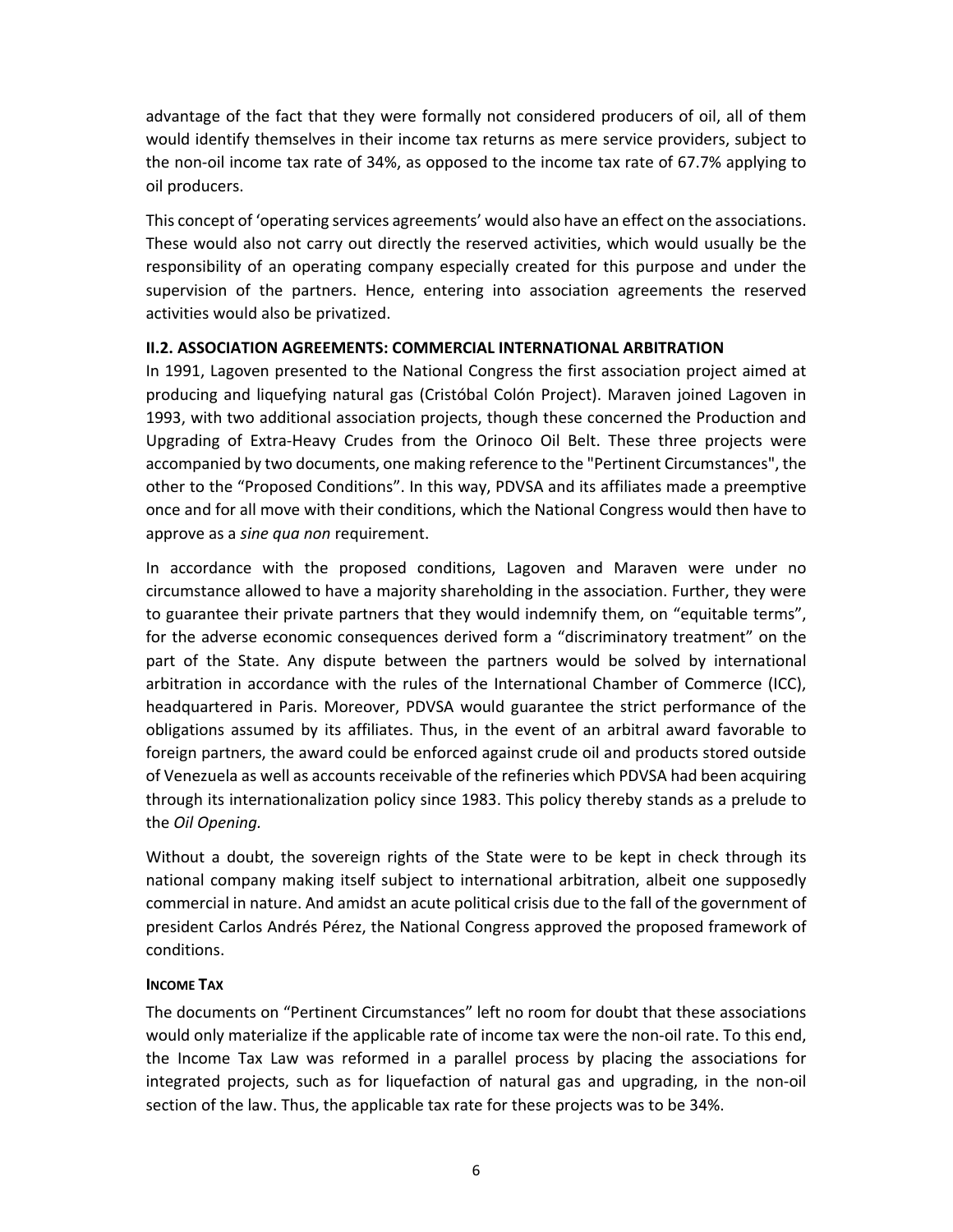advantage of the fact that they were formally not considered producers of oil, all of them would identify themselves in their income tax returns as mere service providers, subject to the non-oil income tax rate of 34%, as opposed to the income tax rate of 67.7% applying to oil producers.

This concept of 'operating services agreements' would also have an effect on the associations. These would also not carry out directly the reserved activities, which would usually be the responsibility of an operating company especially created for this purpose and under the supervision of the partners. Hence, entering into association agreements the reserved activities would also be privatized.

### II.2. ASSOCIATION AGREEMENTS: COMMERCIAL INTERNATIONAL ARBITRATION

In 1991, Lagoven presented to the National Congress the first association project aimed at producing and liquefying natural gas (Cristóbal Colón Project). Maraven joined Lagoven in 1993, with two additional association projects, though these concerned the Production and Upgrading of Extra-Heavy Crudes from the Orinoco Oil Belt. These three projects were accompanied by two documents, one making reference to the "Pertinent Circumstances", the other to the "Proposed Conditions". In this way, PDVSA and its affiliates made a preemptive once and for all move with their conditions, which the National Congress would then have to approve as a *sine qua non* requirement.

In accordance with the proposed conditions, Lagoven and Maraven were under no circumstance allowed to have a majority shareholding in the association. Further, they were to guarantee their private partners that they would indemnify them, on "equitable terms", for the adverse economic consequences derived form a "discriminatory treatment" on the part of the State. Any dispute between the partners would be solved by international arbitration in accordance with the rules of the International Chamber of Commerce (ICC), headquartered in Paris. Moreover, PDVSA would guarantee the strict performance of the obligations assumed by its affiliates. Thus, in the event of an arbitral award favorable to foreign partners, the award could be enforced against crude oil and products stored outside of Venezuela as well as accounts receivable of the refineries which PDVSA had been acquiring through its internationalization policy since 1983. This policy thereby stands as a prelude to the *Oil Opening.*

Without a doubt, the sovereign rights of the State were to be kept in check through its national company making itself subject to international arbitration, albeit one supposedly commercial in nature. And amidst an acute political crisis due to the fall of the government of president Carlos Andrés Pérez, the National Congress approved the proposed framework of conditions.

#### INCOME TAX

The documents on "Pertinent Circumstances" left no room for doubt that these associations would only materialize if the applicable rate of income tax were the non-oil rate. To this end, the Income Tax Law was reformed in a parallel process by placing the associations for integrated projects, such as for liquefaction of natural gas and upgrading, in the non-oil section of the law. Thus, the applicable tax rate for these projects was to be 34%.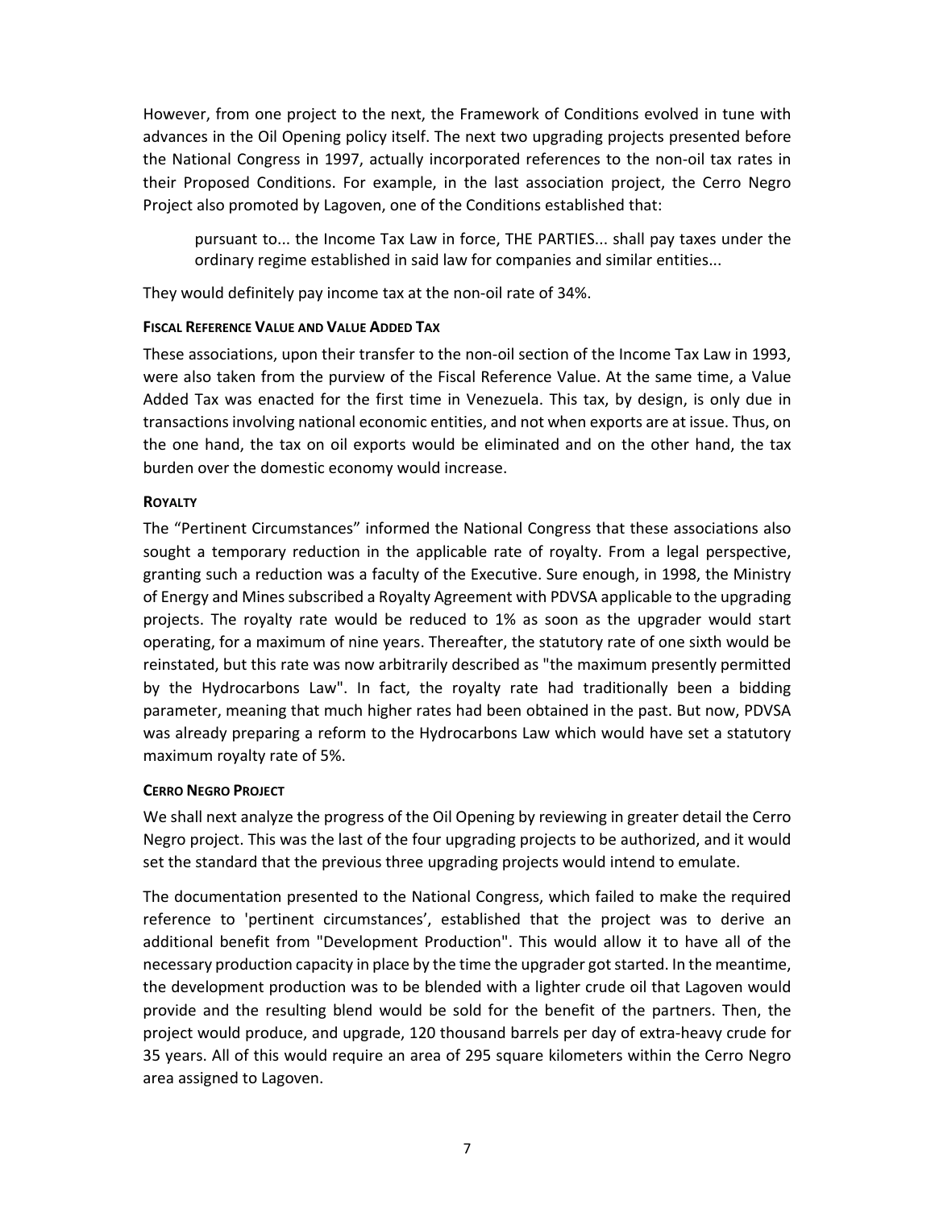However, from one project to the next, the Framework of Conditions evolved in tune with advances in the Oil Opening policy itself. The next two upgrading projects presented before the National Congress in 1997, actually incorporated references to the non-oil tax rates in their Proposed Conditions. For example, in the last association project, the Cerro Negro Project also promoted by Lagoven, one of the Conditions established that:

> pursuant to... the Income Tax Law in force, THE PARTIES... shall pay taxes under the ordinary regime established in said law for companies and similar entities...

They would definitely pay income tax at the non-oil rate of 34%.

#### FISCAL REFERENCE VALUE AND VALUE ADDED TAX

These associations, upon their transfer to the non-oil section of the Income Tax Law in 1993, were also taken from the purview of the Fiscal Reference Value. At the same time, a Value Added Tax was enacted for the first time in Venezuela. This tax, by design, is only due in transactions involving national economic entities, and not when exports are at issue. Thus, on the one hand, the tax on oil exports would be eliminated and on the other hand, the tax burden over the domestic economy would increase.

#### ROYALTY

The “Pertinent Circumstances” informed the National Congress that these associations also sought a temporary reduction in the applicable rate of royalty. From a legal perspective, granting such a reduction was a faculty of the Executive. Sure enough, in 1998, the Ministry of Energy and Mines subscribed a Royalty Agreement with PDVSA applicable to the upgrading projects. The royalty rate would be reduced to 1% as soon as the upgrader would start operating, for a maximum of nine years. Thereafter, the statutory rate of one sixth would be reinstated, but this rate was now arbitrarily described as "the maximum presently permitted by the Hydrocarbons Law". In fact, the royalty rate had traditionally been a bidding parameter, meaning that much higher rates had been obtained in the past. But now, PDVSA was already preparing a reform to the Hydrocarbons Law which would have set a statutory maximum royalty rate of 5%.

#### CERRO NEGRO PROJECT

We shall next analyze the progress of the Oil Opening by reviewing in greater detail the Cerro Negro project. This was the last of the four upgrading projects to be authorized, and it would set the standard that the previous three upgrading projects would intend to emulate.

The documentation presented to the National Congress, which failed to make the required reference to 'pertinent circumstances’, established that the project was to derive an additional benefit from "Development Production". This would allow it to have all of the necessary production capacity in place by the time the upgrader got started. In the meantime, the development production was to be blended with a lighter crude oil that Lagoven would provide and the resulting blend would be sold for the benefit of the partners. Then, the project would produce, and upgrade, 120 thousand barrels per day of extra-heavy crude for 35 years. All of this would require an area of 295 square kilometers within the Cerro Negro area assigned to Lagoven.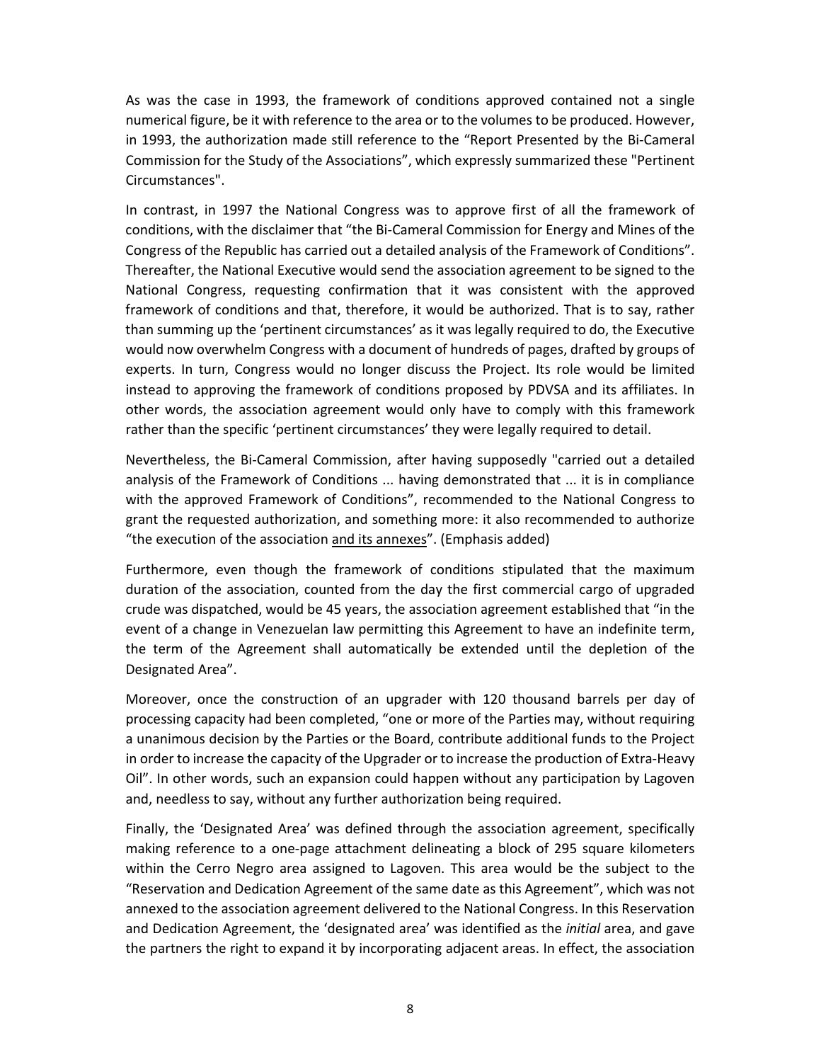As was the case in 1993, the framework of conditions approved contained not a single numerical figure, be it with reference to the area or to the volumes to be produced. However, in 1993, the authorization made still reference to the "Report Presented by the Bi-Cameral Commission for the Study of the Associations", which expressly summarized these "Pertinent Circumstances".

In contrast, in 1997 the National Congress was to approve first of all the framework of conditions, with the disclaimer that "the Bi-Cameral Commission for Energy and Mines of the Congress of the Republic has carried out a detailed analysis of the Framework of Conditions". Thereafter, the National Executive would send the association agreement to be signed to the National Congress, requesting confirmation that it was consistent with the approved framework of conditions and that, therefore, it would be authorized. That is to say, rather than summing up the 'pertinent circumstances' as it was legally required to do, the Executive would now overwhelm Congress with a document of hundreds of pages, drafted by groups of experts. In turn, Congress would no longer discuss the Project. Its role would be limited instead to approving the framework of conditions proposed by PDVSA and its affiliates. In other words, the association agreement would only have to comply with this framework rather than the specific 'pertinent circumstances' they were legally required to detail.

Nevertheless, the Bi-Cameral Commission, after having supposedly "carried out a detailed analysis of the Framework of Conditions ... having demonstrated that ... it is in compliance with the approved Framework of Conditions", recommended to the National Congress to grant the requested authorization, and something more: it also recommended to authorize "the execution of the association <u>and its annexes</u>". (Emphasis added)

Furthermore, even though the framework of conditions stipulated that the maximum duration of the association, counted from the day the first commercial cargo of upgraded crude was dispatched, would be 45 years, the association agreement established that "in the event of a change in Venezuelan law permitting this Agreement to have an indefinite term, the term of the Agreement shall automatically be extended until the depletion of the Designated Area".

Moreover, once the construction of an upgrader with 120 thousand barrels per day of processing capacity had been completed, "one or more of the Parties may, without requiring a unanimous decision by the Parties or the Board, contribute additional funds to the Project in order to increase the capacity of the Upgrader or to increase the production of Extra-Heavy Oil". In other words, such an expansion could happen without any participation by Lagoven and, needless to say, without any further authorization being required.

Finally, the 'Designated Area' was defined through the association agreement, specifically making reference to a one-page attachment delineating a block of 295 square kilometers within the Cerro Negro area assigned to Lagoven. This area would be the subject to the "Reservation and Dedication Agreement of the same date as this Agreement", which was not annexed to the association agreement delivered to the National Congress. In this Reservation and Dedication Agreement, the 'designated area' was identified as the *initial* area, and gave the partners the right to expand it by incorporating adjacent areas. In effect, the association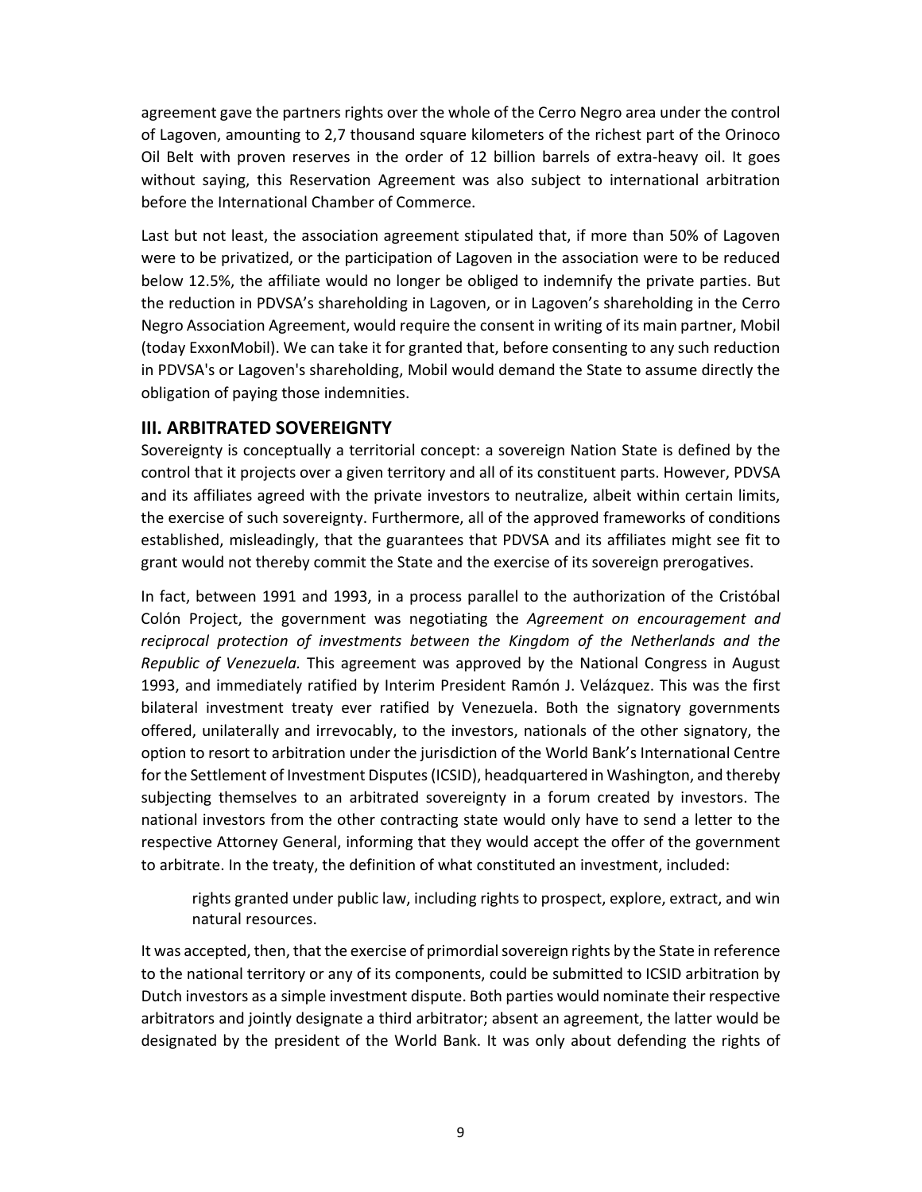agreement gave the partners rights over the whole of the Cerro Negro area under the control of Lagoven, amounting to 2,7 thousand square kilometers of the richest part of the Orinoco Oil Belt with proven reserves in the order of 12 billion barrels of extra-heavy oil. It goes without saying, this Reservation Agreement was also subject to international arbitration before the International Chamber of Commerce.

Last but not least, the association agreement stipulated that, if more than 50% of Lagoven were to be privatized, or the participation of Lagoven in the association were to be reduced below 12.5%, the affiliate would no longer be obliged to indemnify the private parties. But the reduction in PDVSA's shareholding in Lagoven, or in Lagoven's shareholding in the Cerro Negro Association Agreement, would require the consent in writing of its main partner, Mobil (today ExxonMobil). We can take it for granted that, before consenting to any such reduction in PDVSA's or Lagoven's shareholding, Mobil would demand the State to assume directly the obligation of paying those indemnities.

## III. ARBITRATED SOVEREIGNTY

Sovereignty is conceptually a territorial concept: a sovereign Nation State is defined by the control that it projects over a given territory and all of its constituent parts. However, PDVSA and its affiliates agreed with the private investors to neutralize, albeit within certain limits, the exercise of such sovereignty. Furthermore, all of the approved frameworks of conditions established, misleadingly, that the guarantees that PDVSA and its affiliates might see fit to grant would not thereby commit the State and the exercise of its sovereign prerogatives.

In fact, between 1991 and 1993, in a process parallel to the authorization of the Cristóbal Colón Project, the government was negotiating the *Agreement on encouragement and reciprocal protection of investments between the Kingdom of the Netherlands and the Republic of Venezuela.* This agreement was approved by the National Congress in August 1993, and immediately ratified by Interim President Ramón J. Velázquez. This was the first bilateral investment treaty ever ratified by Venezuela. Both the signatory governments offered, unilaterally and irrevocably, to the investors, nationals of the other signatory, the option to resort to arbitration under the jurisdiction of the World Bank's International Centre for the Settlement of Investment Disputes (ICSID), headquartered in Washington, and thereby subjecting themselves to an arbitrated sovereignty in a forum created by investors. The national investors from the other contracting state would only have to send a letter to the respective Attorney General, informing that they would accept the offer of the government to arbitrate. In the treaty, the definition of what constituted an investment, included:

> rights granted under public law, including rights to prospect, explore, extract, and win natural resources.

It was accepted, then, that the exercise of primordial sovereign rights by the State in reference to the national territory or any of its components, could be submitted to ICSID arbitration by Dutch investors as a simple investment dispute. Both parties would nominate their respective arbitrators and jointly designate a third arbitrator; absent an agreement, the latter would be designated by the president of the World Bank. It was only about defending the rights of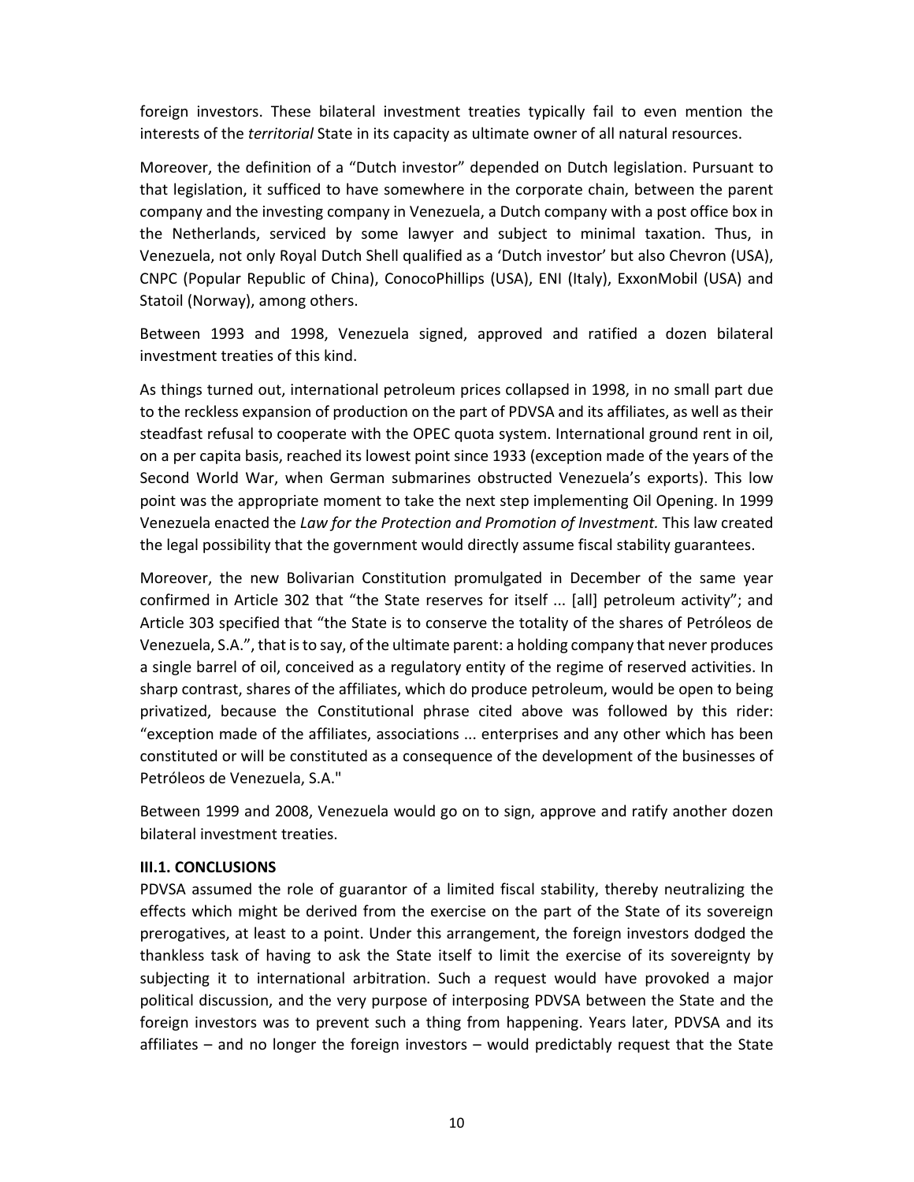foreign investors. These bilateral investment treaties typically fail to even mention the interests of the *territorial* State in its capacity as ultimate owner of all natural resources.

Moreover, the definition of a "Dutch investor" depended on Dutch legislation. Pursuant to that legislation, it sufficed to have somewhere in the corporate chain, between the parent company and the investing company in Venezuela, a Dutch company with a post office box in the Netherlands, serviced by some lawyer and subject to minimal taxation. Thus, in Venezuela, not only Royal Dutch Shell qualified as a 'Dutch investor' but also Chevron (USA), CNPC (Popular Republic of China), ConocoPhillips (USA), ENI (Italy), ExxonMobil (USA) and Statoil (Norway), among others.

Between 1993 and 1998, Venezuela signed, approved and ratified a dozen bilateral investment treaties of this kind.

As things turned out, international petroleum prices collapsed in 1998, in no small part due to the reckless expansion of production on the part of PDVSA and its affiliates, as well as their steadfast refusal to cooperate with the OPEC quota system. International ground rent in oil, on a per capita basis, reached its lowest point since 1933 (exception made of the years of the Second World War, when German submarines obstructed Venezuela's exports). This low point was the appropriate moment to take the next step implementing Oil Opening. In 1999 Venezuela enacted the *Law for the Protection and Promotion of Investment.* This law created the legal possibility that the government would directly assume fiscal stability guarantees.

Moreover, the new Bolivarian Constitution promulgated in December of the same year confirmed in Article 302 that "the State reserves for itself ... [all] petroleum activity"; and Article 303 specified that "the State is to conserve the totality of the shares of Petróleos de Venezuela, S.A.", that is to say, of the ultimate parent: a holding company that never produces a single barrel of oil, conceived as a regulatory entity of the regime of reserved activities. In sharp contrast, shares of the affiliates, which do produce petroleum, would be open to being privatized, because the Constitutional phrase cited above was followed by this rider: "exception made of the affiliates, associations ... enterprises and any other which has been constituted or will be constituted as a consequence of the development of the businesses of Petróleos de Venezuela, S.A."

Between 1999 and 2008, Venezuela would go on to sign, approve and ratify another dozen bilateral investment treaties.

**III.1. CONCLUSIONS**

PDVSA assumed the role of guarantor of a limited fiscal stability, thereby neutralizing the effects which might be derived from the exercise on the part of the State of its sovereign prerogatives, at least to a point. Under this arrangement, the foreign investors dodged the thankless task of having to ask the State itself to limit the exercise of its sovereignty by subjecting it to international arbitration. Such a request would have provoked a major political discussion, and the very purpose of interposing PDVSA between the State and the foreign investors was to prevent such a thing from happening. Years later, PDVSA and its affiliates – and no longer the foreign investors – would predictably request that the State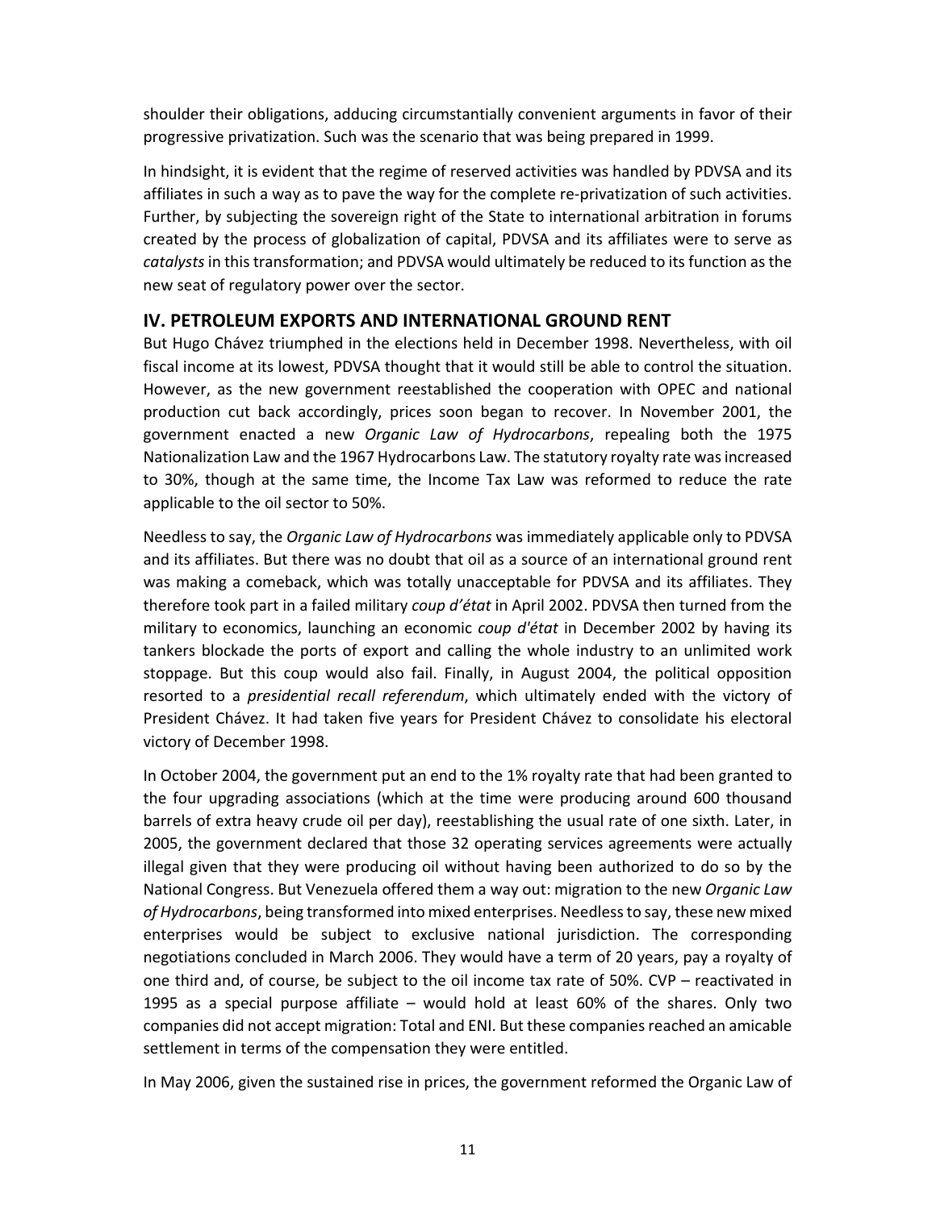shoulder their obligations, adducing circumstantially convenient arguments in favor of their progressive privatization. Such was the scenario that was being prepared in 1999.

In hindsight, it is evident that the regime of reserved activities was handled by PDVSA and its affiliates in such a way as to pave the way for the complete re-privatization of such activities. Further, by subjecting the sovereign right of the State to international arbitration in forums created by the process of globalization of capital, PDVSA and its affiliates were to serve as *catalysts* in this transformation; and PDVSA would ultimately be reduced to its function as the new seat of regulatory power over the sector.

## IV. PETROLEUM EXPORTS AND INTERNATIONAL GROUND RENT

But Hugo Chávez triumphed in the elections held in December 1998. Nevertheless, with oil fiscal income at its lowest, PDVSA thought that it would still be able to control the situation. However, as the new government reestablished the cooperation with OPEC and national production cut back accordingly, prices soon began to recover. In November 2001, the government enacted a new *Organic Law of Hydrocarbons*, repealing both the 1975 Nationalization Law and the 1967 Hydrocarbons Law. The statutory royalty rate was increased to 30%, though at the same time, the Income Tax Law was reformed to reduce the rate applicable to the oil sector to 50%.

Needless to say, the *Organic Law of Hydrocarbons* was immediately applicable only to PDVSA and its affiliates. But there was no doubt that oil as a source of an international ground rent was making a comeback, which was totally unacceptable for PDVSA and its affiliates. They therefore took part in a failed military *coup d'état* in April 2002. PDVSA then turned from the military to economics, launching an economic *coup d'état* in December 2002 by having its tankers blockade the ports of export and calling the whole industry to an unlimited work stoppage. But this coup would also fail. Finally, in August 2004, the political opposition resorted to a *presidential recall referendum*, which ultimately ended with the victory of President Chávez. It had taken five years for President Chávez to consolidate his electoral victory of December 1998.

In October 2004, the government put an end to the 1% royalty rate that had been granted to the four upgrading associations (which at the time were producing around 600 thousand barrels of extra heavy crude oil per day), reestablishing the usual rate of one sixth. Later, in 2005, the government declared that those 32 operating services agreements were actually illegal given that they were producing oil without having been authorized to do so by the National Congress. But Venezuela offered them a way out: migration to the new *Organic Law of Hydrocarbons*, being transformed into mixed enterprises. Needless to say, these new mixed enterprises would be subject to exclusive national jurisdiction. The corresponding negotiations concluded in March 2006. They would have a term of 20 years, pay a royalty of one third and, of course, be subject to the oil income tax rate of 50%. CVP – reactivated in 1995 as a special purpose affiliate – would hold at least 60% of the shares. Only two companies did not accept migration: Total and ENI. But these companies reached an amicable settlement in terms of the compensation they were entitled.

In May 2006, given the sustained rise in prices, the government reformed the Organic Law of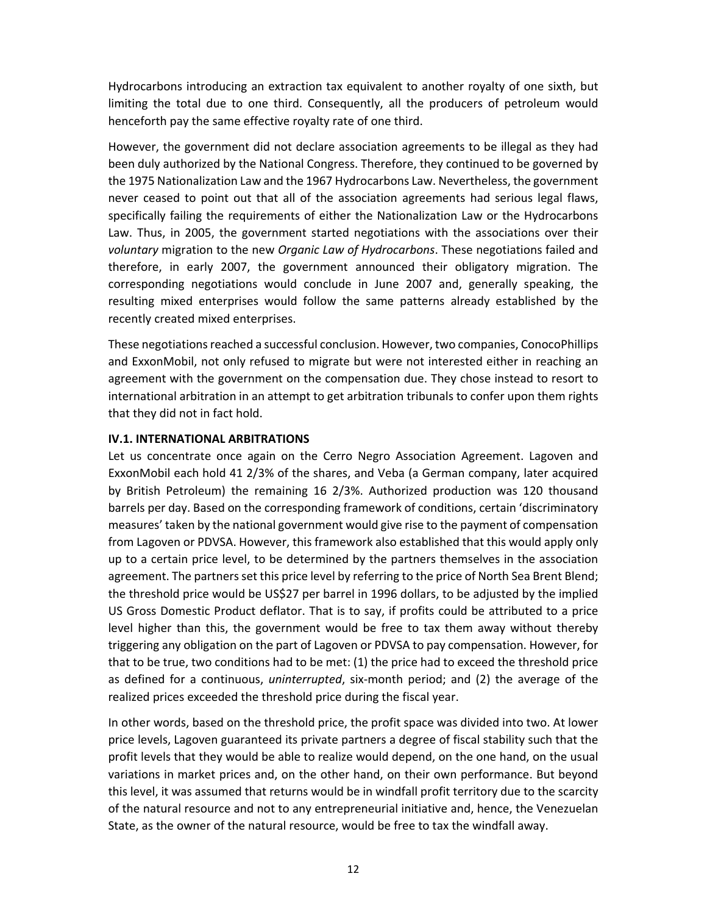Hydrocarbons introducing an extraction tax equivalent to another royalty of one sixth, but limiting the total due to one third. Consequently, all the producers of petroleum would henceforth pay the same effective royalty rate of one third.

However, the government did not declare association agreements to be illegal as they had been duly authorized by the National Congress. Therefore, they continued to be governed by the 1975 Nationalization Law and the 1967 Hydrocarbons Law. Nevertheless, the government never ceased to point out that all of the association agreements had serious legal flaws, specifically failing the requirements of either the Nationalization Law or the Hydrocarbons Law. Thus, in 2005, the government started negotiations with the associations over their *voluntary* migration to the new *Organic Law of Hydrocarbons*. These negotiations failed and therefore, in early 2007, the government announced their obligatory migration. The corresponding negotiations would conclude in June 2007 and, generally speaking, the resulting mixed enterprises would follow the same patterns already established by the recently created mixed enterprises.

These negotiations reached a successful conclusion. However, two companies, ConocoPhillips and ExxonMobil, not only refused to migrate but were not interested either in reaching an agreement with the government on the compensation due. They chose instead to resort to international arbitration in an attempt to get arbitration tribunals to confer upon them rights that they did not in fact hold.

### IV.1. INTERNATIONAL ARBITRATIONS

Let us concentrate once again on the Cerro Negro Association Agreement. Lagoven and ExxonMobil each hold 41 2/3% of the shares, and Veba (a German company, later acquired by British Petroleum) the remaining 16 2/3%. Authorized production was 120 thousand barrels per day. Based on the corresponding framework of conditions, certain 'discriminatory measures' taken by the national government would give rise to the payment of compensation from Lagoven or PDVSA. However, this framework also established that this would apply only up to a certain price level, to be determined by the partners themselves in the association agreement. The partners set this price level by referring to the price of North Sea Brent Blend; the threshold price would be US$27 per barrel in 1996 dollars, to be adjusted by the implied US Gross Domestic Product deflator. That is to say, if profits could be attributed to a price level higher than this, the government would be free to tax them away without thereby triggering any obligation on the part of Lagoven or PDVSA to pay compensation. However, for that to be true, two conditions had to be met: (1) the price had to exceed the threshold price as defined for a continuous, *uninterrupted*, six-month period; and (2) the average of the realized prices exceeded the threshold price during the fiscal year.

In other words, based on the threshold price, the profit space was divided into two. At lower price levels, Lagoven guaranteed its private partners a degree of fiscal stability such that the profit levels that they would be able to realize would depend, on the one hand, on the usual variations in market prices and, on the other hand, on their own performance. But beyond this level, it was assumed that returns would be in windfall profit territory due to the scarcity of the natural resource and not to any entrepreneurial initiative and, hence, the Venezuelan State, as the owner of the natural resource, would be free to tax the windfall away.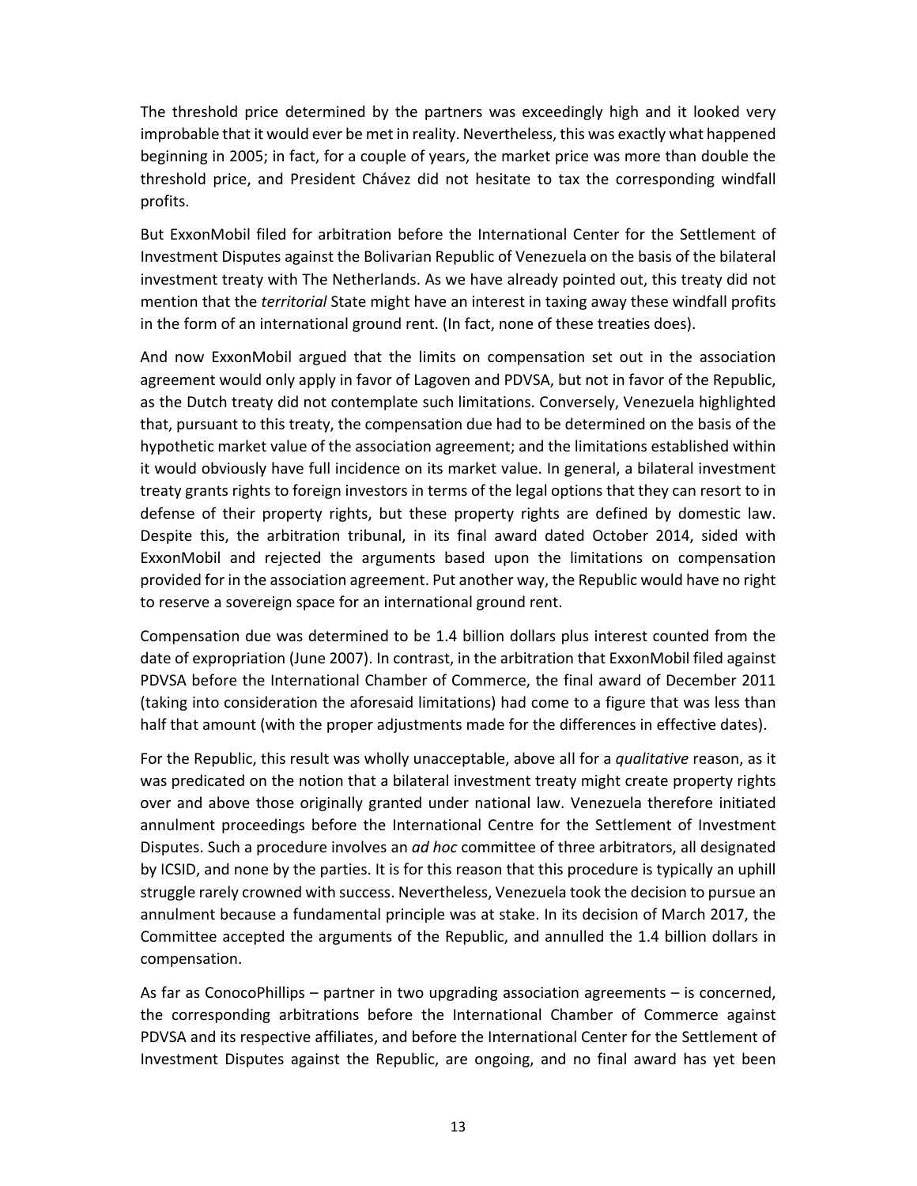The threshold price determined by the partners was exceedingly high and it looked very improbable that it would ever be met in reality. Nevertheless, this was exactly what happened beginning in 2005; in fact, for a couple of years, the market price was more than double the threshold price, and President Chávez did not hesitate to tax the corresponding windfall profits.

But ExxonMobil filed for arbitration before the International Center for the Settlement of Investment Disputes against the Bolivarian Republic of Venezuela on the basis of the bilateral investment treaty with The Netherlands. As we have already pointed out, this treaty did not mention that the *territorial* State might have an interest in taxing away these windfall profits in the form of an international ground rent. (In fact, none of these treaties does).

And now ExxonMobil argued that the limits on compensation set out in the association agreement would only apply in favor of Lagoven and PDVSA, but not in favor of the Republic, as the Dutch treaty did not contemplate such limitations. Conversely, Venezuela highlighted that, pursuant to this treaty, the compensation due had to be determined on the basis of the hypothetic market value of the association agreement; and the limitations established within it would obviously have full incidence on its market value. In general, a bilateral investment treaty grants rights to foreign investors in terms of the legal options that they can resort to in defense of their property rights, but these property rights are defined by domestic law. Despite this, the arbitration tribunal, in its final award dated October 2014, sided with ExxonMobil and rejected the arguments based upon the limitations on compensation provided for in the association agreement. Put another way, the Republic would have no right to reserve a sovereign space for an international ground rent.

Compensation due was determined to be 1.4 billion dollars plus interest counted from the date of expropriation (June 2007). In contrast, in the arbitration that ExxonMobil filed against PDVSA before the International Chamber of Commerce, the final award of December 2011 (taking into consideration the aforesaid limitations) had come to a figure that was less than half that amount (with the proper adjustments made for the differences in effective dates).

For the Republic, this result was wholly unacceptable, above all for a *qualitative* reason, as it was predicated on the notion that a bilateral investment treaty might create property rights over and above those originally granted under national law. Venezuela therefore initiated annulment proceedings before the International Centre for the Settlement of Investment Disputes. Such a procedure involves an *ad hoc* committee of three arbitrators, all designated by ICSID, and none by the parties. It is for this reason that this procedure is typically an uphill struggle rarely crowned with success. Nevertheless, Venezuela took the decision to pursue an annulment because a fundamental principle was at stake. In its decision of March 2017, the Committee accepted the arguments of the Republic, and annulled the 1.4 billion dollars in compensation.

As far as ConocoPhillips – partner in two upgrading association agreements – is concerned, the corresponding arbitrations before the International Chamber of Commerce against PDVSA and its respective affiliates, and before the International Center for the Settlement of Investment Disputes against the Republic, are ongoing, and no final award has yet been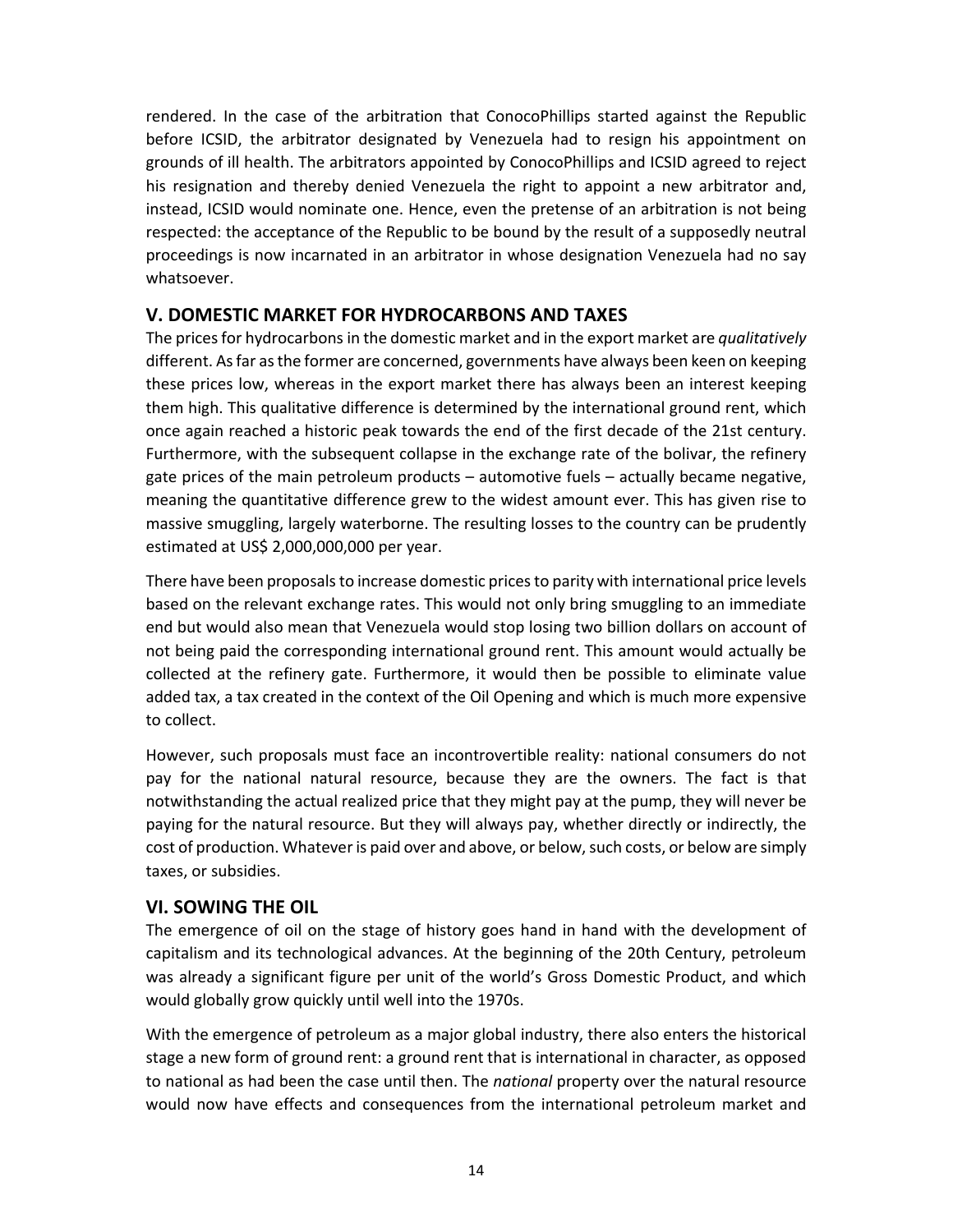rendered. In the case of the arbitration that ConocoPhillips started against the Republic before ICSID, the arbitrator designated by Venezuela had to resign his appointment on grounds of ill health. The arbitrators appointed by ConocoPhillips and ICSID agreed to reject his resignation and thereby denied Venezuela the right to appoint a new arbitrator and, instead, ICSID would nominate one. Hence, even the pretense of an arbitration is not being respected: the acceptance of the Republic to be bound by the result of a supposedly neutral proceedings is now incarnated in an arbitrator in whose designation Venezuela had no say whatsoever.

## V. DOMESTIC MARKET FOR HYDROCARBONS AND TAXES

The prices for hydrocarbons in the domestic market and in the export market are *qualitatively* different. As far as the former are concerned, governments have always been keen on keeping these prices low, whereas in the export market there has always been an interest keeping them high. This qualitative difference is determined by the international ground rent, which once again reached a historic peak towards the end of the first decade of the 21st century. Furthermore, with the subsequent collapse in the exchange rate of the bolivar, the refinery gate prices of the main petroleum products – automotive fuels – actually became negative, meaning the quantitative difference grew to the widest amount ever. This has given rise to massive smuggling, largely waterborne. The resulting losses to the country can be prudently estimated at US$ 2,000,000,000 per year.

There have been proposals to increase domestic prices to parity with international price levels based on the relevant exchange rates. This would not only bring smuggling to an immediate end but would also mean that Venezuela would stop losing two billion dollars on account of not being paid the corresponding international ground rent. This amount would actually be collected at the refinery gate. Furthermore, it would then be possible to eliminate value added tax, a tax created in the context of the Oil Opening and which is much more expensive to collect.

However, such proposals must face an incontrovertible reality: national consumers do not pay for the national natural resource, because they are the owners. The fact is that notwithstanding the actual realized price that they might pay at the pump, they will never be paying for the natural resource. But they will always pay, whether directly or indirectly, the cost of production. Whatever is paid over and above, or below, such costs, or below are simply taxes, or subsidies.

## VI. SOWING THE OIL

The emergence of oil on the stage of history goes hand in hand with the development of capitalism and its technological advances. At the beginning of the 20th Century, petroleum was already a significant figure per unit of the world's Gross Domestic Product, and which would globally grow quickly until well into the 1970s.

With the emergence of petroleum as a major global industry, there also enters the historical stage a new form of ground rent: a ground rent that is international in character, as opposed to national as had been the case until then. The *national* property over the natural resource would now have effects and consequences from the international petroleum market and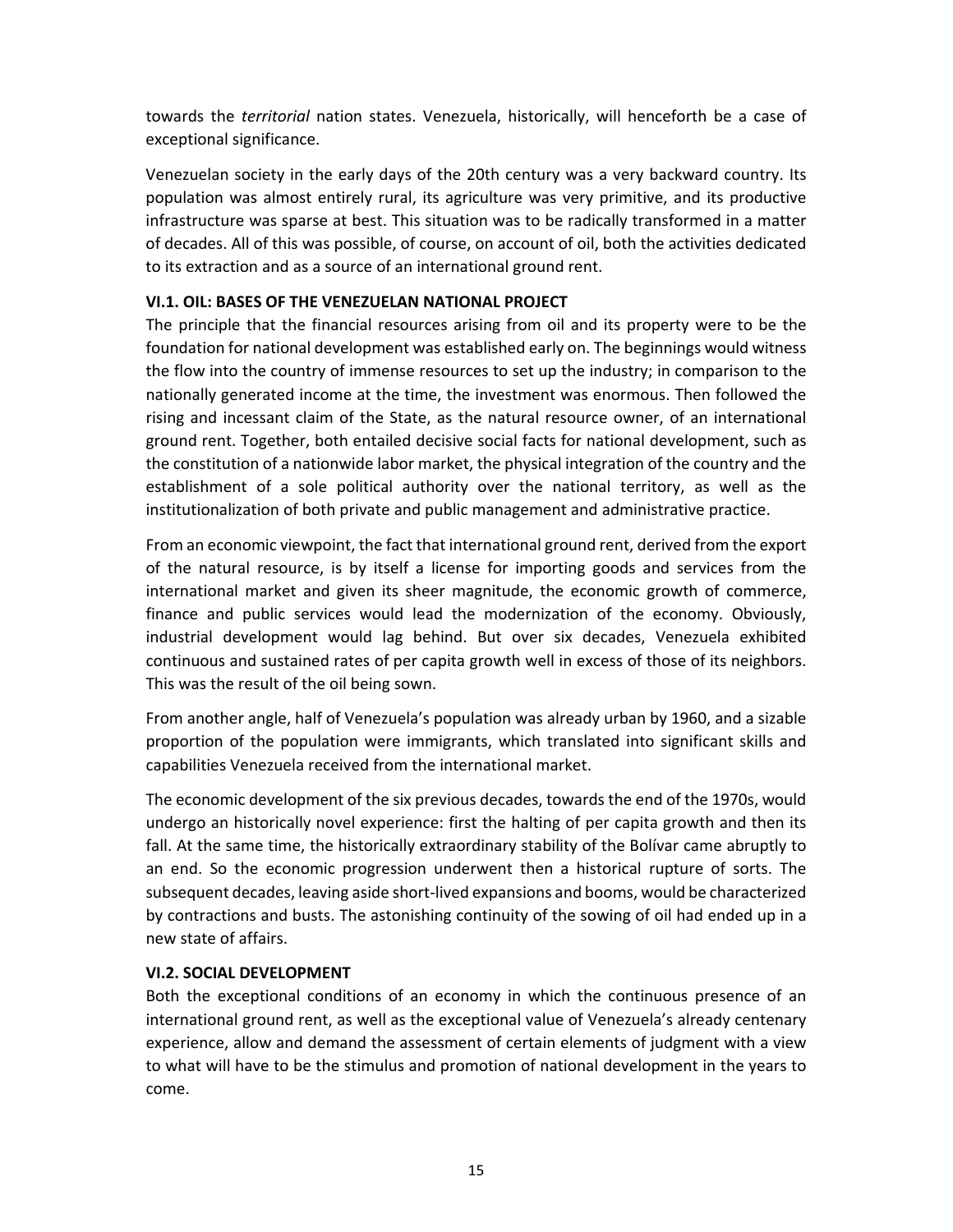towards the *territorial* nation states. Venezuela, historically, will henceforth be a case of exceptional significance.

Venezuelan society in the early days of the 20th century was a very backward country. Its population was almost entirely rural, its agriculture was very primitive, and its productive infrastructure was sparse at best. This situation was to be radically transformed in a matter of decades. All of this was possible, of course, on account of oil, both the activities dedicated to its extraction and as a source of an international ground rent.

### VI.1. OIL: BASES OF THE VENEZUELAN NATIONAL PROJECT

The principle that the financial resources arising from oil and its property were to be the foundation for national development was established early on. The beginnings would witness the flow into the country of immense resources to set up the industry; in comparison to the nationally generated income at the time, the investment was enormous. Then followed the rising and incessant claim of the State, as the natural resource owner, of an international ground rent. Together, both entailed decisive social facts for national development, such as the constitution of a nationwide labor market, the physical integration of the country and the establishment of a sole political authority over the national territory, as well as the institutionalization of both private and public management and administrative practice.

From an economic viewpoint, the fact that international ground rent, derived from the export of the natural resource, is by itself a license for importing goods and services from the international market and given its sheer magnitude, the economic growth of commerce, finance and public services would lead the modernization of the economy. Obviously, industrial development would lag behind. But over six decades, Venezuela exhibited continuous and sustained rates of per capita growth well in excess of those of its neighbors. This was the result of the oil being sown.

From another angle, half of Venezuela's population was already urban by 1960, and a sizable proportion of the population were immigrants, which translated into significant skills and capabilities Venezuela received from the international market.

The economic development of the six previous decades, towards the end of the 1970s, would undergo an historically novel experience: first the halting of per capita growth and then its fall. At the same time, the historically extraordinary stability of the Bolívar came abruptly to an end. So the economic progression underwent then a historical rupture of sorts. The subsequent decades, leaving aside short-lived expansions and booms, would be characterized by contractions and busts. The astonishing continuity of the sowing of oil had ended up in a new state of affairs.

### VI.2. SOCIAL DEVELOPMENT

Both the exceptional conditions of an economy in which the continuous presence of an international ground rent, as well as the exceptional value of Venezuela's already centenary experience, allow and demand the assessment of certain elements of judgment with a view to what will have to be the stimulus and promotion of national development in the years to come.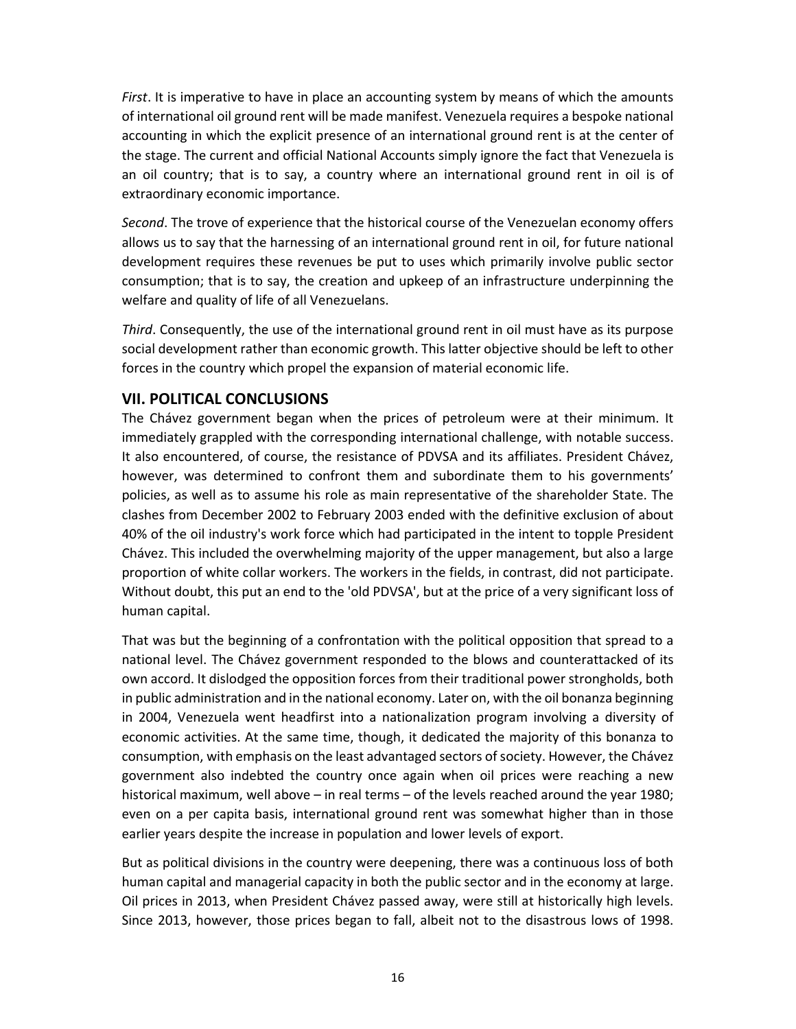*First*. It is imperative to have in place an accounting system by means of which the amounts of international oil ground rent will be made manifest. Venezuela requires a bespoke national accounting in which the explicit presence of an international ground rent is at the center of the stage. The current and official National Accounts simply ignore the fact that Venezuela is an oil country; that is to say, a country where an international ground rent in oil is of extraordinary economic importance.

*Second*. The trove of experience that the historical course of the Venezuelan economy offers allows us to say that the harnessing of an international ground rent in oil, for future national development requires these revenues be put to uses which primarily involve public sector consumption; that is to say, the creation and upkeep of an infrastructure underpinning the welfare and quality of life of all Venezuelans.

*Third*. Consequently, the use of the international ground rent in oil must have as its purpose social development rather than economic growth. This latter objective should be left to other forces in the country which propel the expansion of material economic life.

## VII. POLITICAL CONCLUSIONS

The Chávez government began when the prices of petroleum were at their minimum. It immediately grappled with the corresponding international challenge, with notable success. It also encountered, of course, the resistance of PDVSA and its affiliates. President Chávez, however, was determined to confront them and subordinate them to his governments' policies, as well as to assume his role as main representative of the shareholder State. The clashes from December 2002 to February 2003 ended with the definitive exclusion of about 40% of the oil industry's work force which had participated in the intent to topple President Chávez. This included the overwhelming majority of the upper management, but also a large proportion of white collar workers. The workers in the fields, in contrast, did not participate. Without doubt, this put an end to the 'old PDVSA', but at the price of a very significant loss of human capital.

That was but the beginning of a confrontation with the political opposition that spread to a national level. The Chávez government responded to the blows and counterattacked of its own accord. It dislodged the opposition forces from their traditional power strongholds, both in public administration and in the national economy. Later on, with the oil bonanza beginning in 2004, Venezuela went headfirst into a nationalization program involving a diversity of economic activities. At the same time, though, it dedicated the majority of this bonanza to consumption, with emphasis on the least advantaged sectors of society. However, the Chávez government also indebted the country once again when oil prices were reaching a new historical maximum, well above – in real terms – of the levels reached around the year 1980; even on a per capita basis, international ground rent was somewhat higher than in those earlier years despite the increase in population and lower levels of export.

But as political divisions in the country were deepening, there was a continuous loss of both human capital and managerial capacity in both the public sector and in the economy at large. Oil prices in 2013, when President Chávez passed away, were still at historically high levels. Since 2013, however, those prices began to fall, albeit not to the disastrous lows of 1998.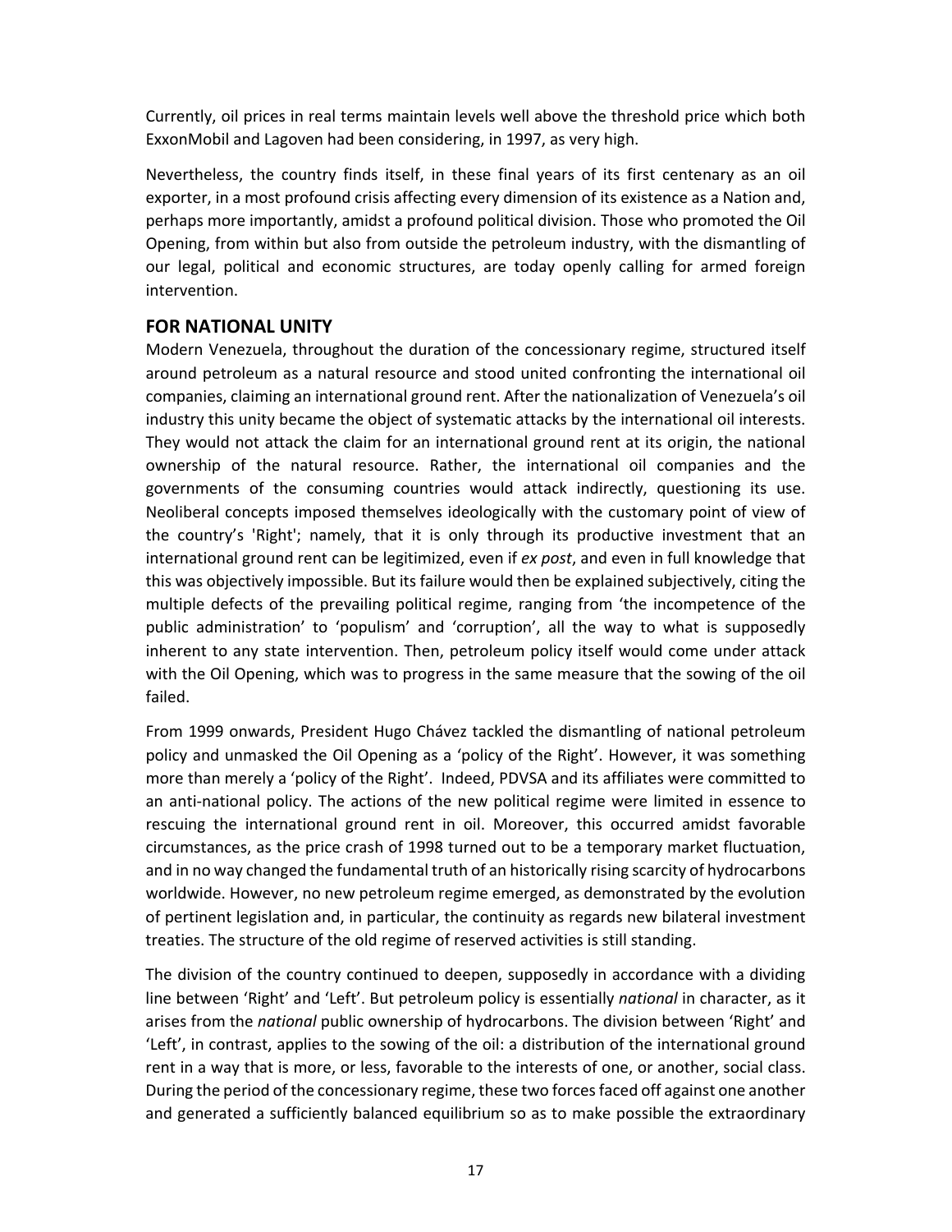Currently, oil prices in real terms maintain levels well above the threshold price which both ExxonMobil and Lagoven had been considering, in 1997, as very high.

Nevertheless, the country finds itself, in these final years of its first centenary as an oil exporter, in a most profound crisis affecting every dimension of its existence as a Nation and, perhaps more importantly, amidst a profound political division. Those who promoted the Oil Opening, from within but also from outside the petroleum industry, with the dismantling of our legal, political and economic structures, are today openly calling for armed foreign intervention.

## FOR NATIONAL UNITY

Modern Venezuela, throughout the duration of the concessionary regime, structured itself around petroleum as a natural resource and stood united confronting the international oil companies, claiming an international ground rent. After the nationalization of Venezuela's oil industry this unity became the object of systematic attacks by the international oil interests. They would not attack the claim for an international ground rent at its origin, the national ownership of the natural resource. Rather, the international oil companies and the governments of the consuming countries would attack indirectly, questioning its use. Neoliberal concepts imposed themselves ideologically with the customary point of view of the country's 'Right'; namely, that it is only through its productive investment that an international ground rent can be legitimized, even if *ex post*, and even in full knowledge that this was objectively impossible. But its failure would then be explained subjectively, citing the multiple defects of the prevailing political regime, ranging from 'the incompetence of the public administration' to 'populism' and 'corruption', all the way to what is supposedly inherent to any state intervention. Then, petroleum policy itself would come under attack with the Oil Opening, which was to progress in the same measure that the sowing of the oil failed.

From 1999 onwards, President Hugo Chávez tackled the dismantling of national petroleum policy and unmasked the Oil Opening as a 'policy of the Right'. However, it was something more than merely a 'policy of the Right'. Indeed, PDVSA and its affiliates were committed to an anti-national policy. The actions of the new political regime were limited in essence to rescuing the international ground rent in oil. Moreover, this occurred amidst favorable circumstances, as the price crash of 1998 turned out to be a temporary market fluctuation, and in no way changed the fundamental truth of an historically rising scarcity of hydrocarbons worldwide. However, no new petroleum regime emerged, as demonstrated by the evolution of pertinent legislation and, in particular, the continuity as regards new bilateral investment treaties. The structure of the old regime of reserved activities is still standing.

The division of the country continued to deepen, supposedly in accordance with a dividing line between 'Right' and 'Left'. But petroleum policy is essentially *national* in character, as it arises from the *national* public ownership of hydrocarbons. The division between 'Right' and 'Left', in contrast, applies to the sowing of the oil: a distribution of the international ground rent in a way that is more, or less, favorable to the interests of one, or another, social class. During the period of the concessionary regime, these two forces faced off against one another and generated a sufficiently balanced equilibrium so as to make possible the extraordinary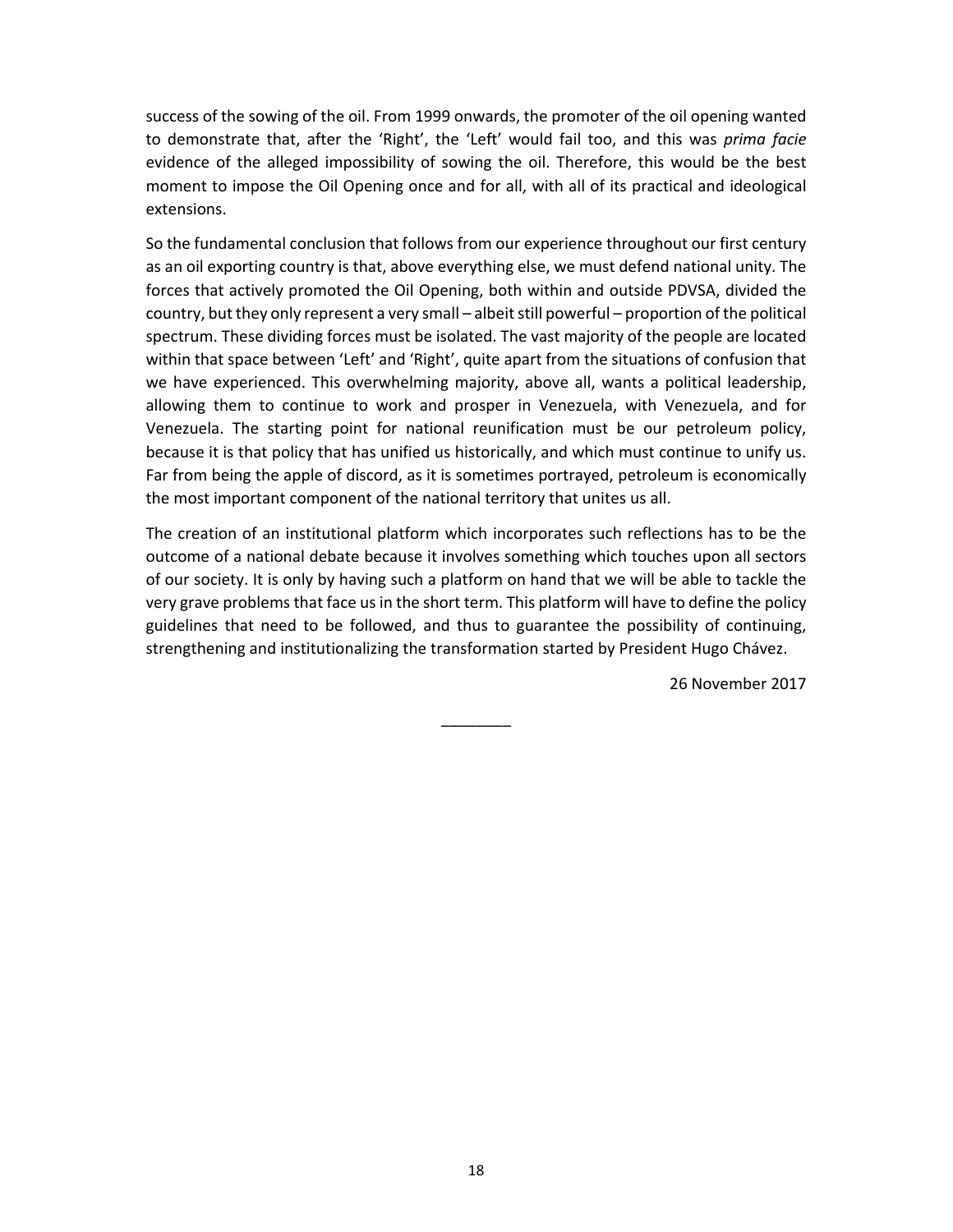success of the sowing of the oil. From 1999 onwards, the promoter of the oil opening wanted to demonstrate that, after the 'Right', the 'Left' would fail too, and this was *prima facie* evidence of the alleged impossibility of sowing the oil. Therefore, this would be the best moment to impose the Oil Opening once and for all, with all of its practical and ideological extensions.

So the fundamental conclusion that follows from our experience throughout our first century as an oil exporting country is that, above everything else, we must defend national unity. The forces that actively promoted the Oil Opening, both within and outside PDVSA, divided the country, but they only represent a very small – albeit still powerful – proportion of the political spectrum. These dividing forces must be isolated. The vast majority of the people are located within that space between 'Left' and 'Right', quite apart from the situations of confusion that we have experienced. This overwhelming majority, above all, wants a political leadership, allowing them to continue to work and prosper in Venezuela, with Venezuela, and for Venezuela. The starting point for national reunification must be our petroleum policy, because it is that policy that has unified us historically, and which must continue to unify us. Far from being the apple of discord, as it is sometimes portrayed, petroleum is economically the most important component of the national territory that unites us all.

The creation of an institutional platform which incorporates such reflections has to be the outcome of a national debate because it involves something which touches upon all sectors of our society. It is only by having such a platform on hand that we will be able to tackle the very grave problems that face us in the short term. This platform will have to define the policy guidelines that need to be followed, and thus to guarantee the possibility of continuing, strengthening and institutionalizing the transformation started by President Hugo Chávez.

26 November 2017

________